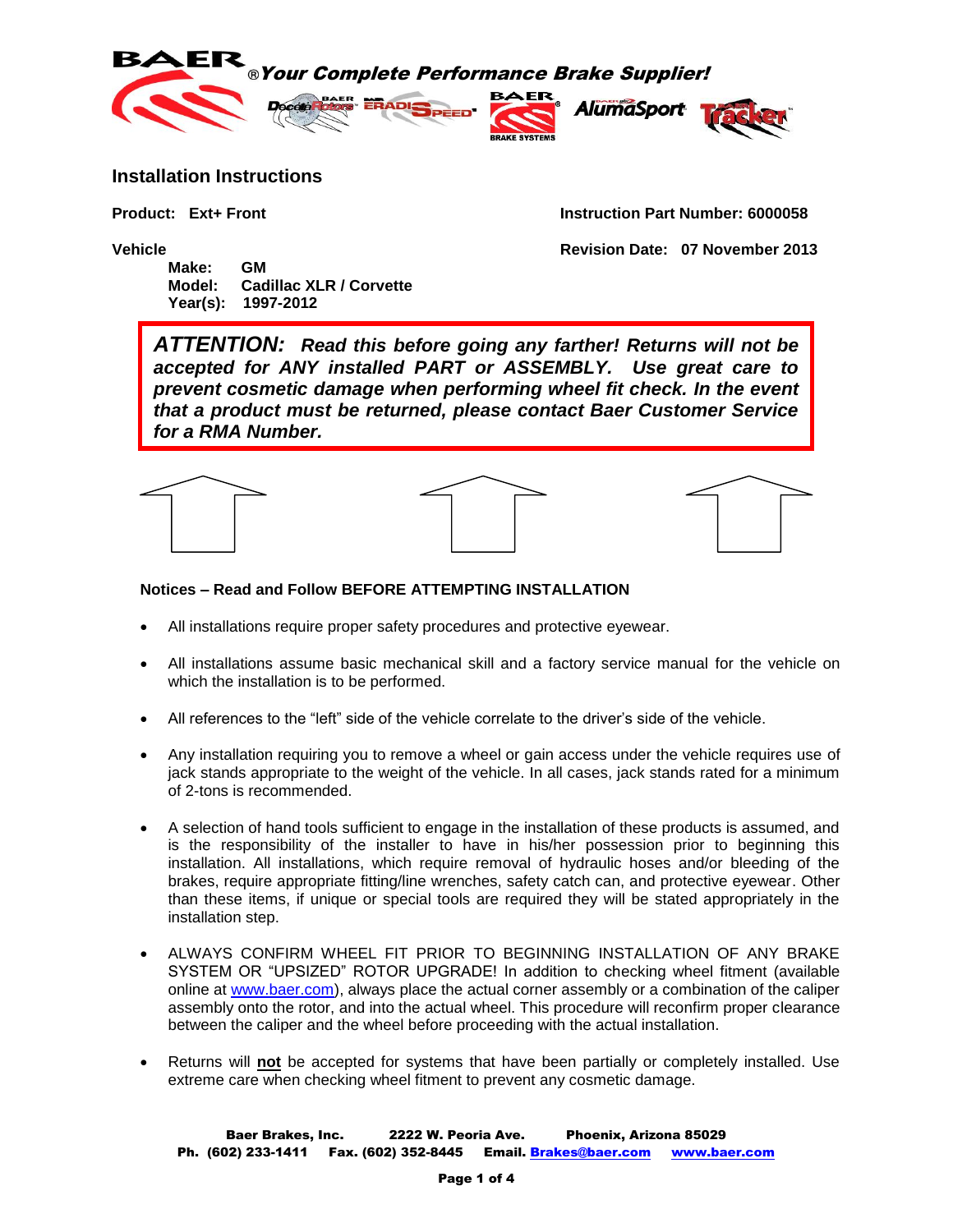**BAER** ® *Your Complete Performance Brake Supplier!*

## Installation Instructions

**Product: Ext+ Front** | **Instruction Part Number: 6000058**

**Vehicle** | **Revision Date: 07 November 2013**

**Make: GM**
**Model: Cadillac XLR / Corvette**
**Year(s): 1997-2012**

> ***ATTENTION: Read this before going any farther! Returns will not be accepted for ANY installed PART or ASSEMBLY. Use great care to prevent cosmetic damage when performing wheel fit check. In the event that a product must be returned, please contact Baer Customer Service for a RMA Number.***

**Notices – Read and Follow BEFORE ATTEMPTING INSTALLATION**

- All installations require proper safety procedures and protective eyewear.
- All installations assume basic mechanical skill and a factory service manual for the vehicle on which the installation is to be performed.
- All references to the "left" side of the vehicle correlate to the driver's side of the vehicle.
- Any installation requiring you to remove a wheel or gain access under the vehicle requires use of jack stands appropriate to the weight of the vehicle. In all cases, jack stands rated for a minimum of 2-tons is recommended.
- A selection of hand tools sufficient to engage in the installation of these products is assumed, and is the responsibility of the installer to have in his/her possession prior to beginning this installation. All installations, which require removal of hydraulic hoses and/or bleeding of the brakes, require appropriate fitting/line wrenches, safety catch can, and protective eyewear. Other than these items, if unique or special tools are required they will be stated appropriately in the installation step.
- ALWAYS CONFIRM WHEEL FIT PRIOR TO BEGINNING INSTALLATION OF ANY BRAKE SYSTEM OR "UPSIZED" ROTOR UPGRADE! In addition to checking wheel fitment (available online at www.baer.com), always place the actual corner assembly or a combination of the caliper assembly onto the rotor, and into the actual wheel. This procedure will reconfirm proper clearance between the caliper and the wheel before proceeding with the actual installation.
- Returns will **not** be accepted for systems that have been partially or completely installed. Use extreme care when checking wheel fitment to prevent any cosmetic damage.

**Baer Brakes, Inc. 2222 W. Peoria Ave. Phoenix, Arizona 85029**
**Ph. (602) 233-1411 Fax. (602) 352-8445 Email. Brakes@baer.com www.baer.com**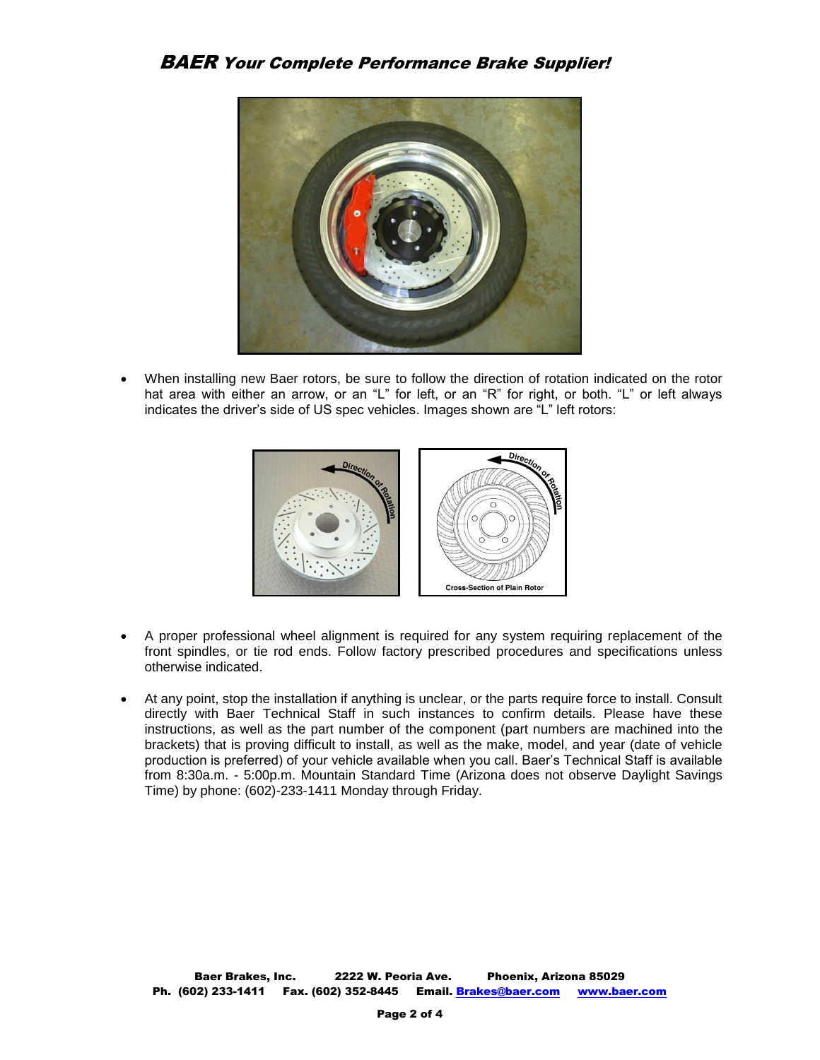- When installing new Baer rotors, be sure to follow the direction of rotation indicated on the rotor hat area with either an arrow, or an "L" for left, or an "R" for right, or both. "L" or left always indicates the driver's side of US spec vehicles. Images shown are "L" left rotors:

- A proper professional wheel alignment is required for any system requiring replacement of the front spindles, or tie rod ends. Follow factory prescribed procedures and specifications unless otherwise indicated.

- At any point, stop the installation if anything is unclear, or the parts require force to install. Consult directly with Baer Technical Staff in such instances to confirm details. Please have these instructions, as well as the part number of the component (part numbers are machined into the brackets) that is proving difficult to install, as well as the make, model, and year (date of vehicle production is preferred) of your vehicle available when you call. Baer's Technical Staff is available from 8:30a.m. - 5:00p.m. Mountain Standard Time (Arizona does not observe Daylight Savings Time) by phone: (602)-233-1411 Monday through Friday.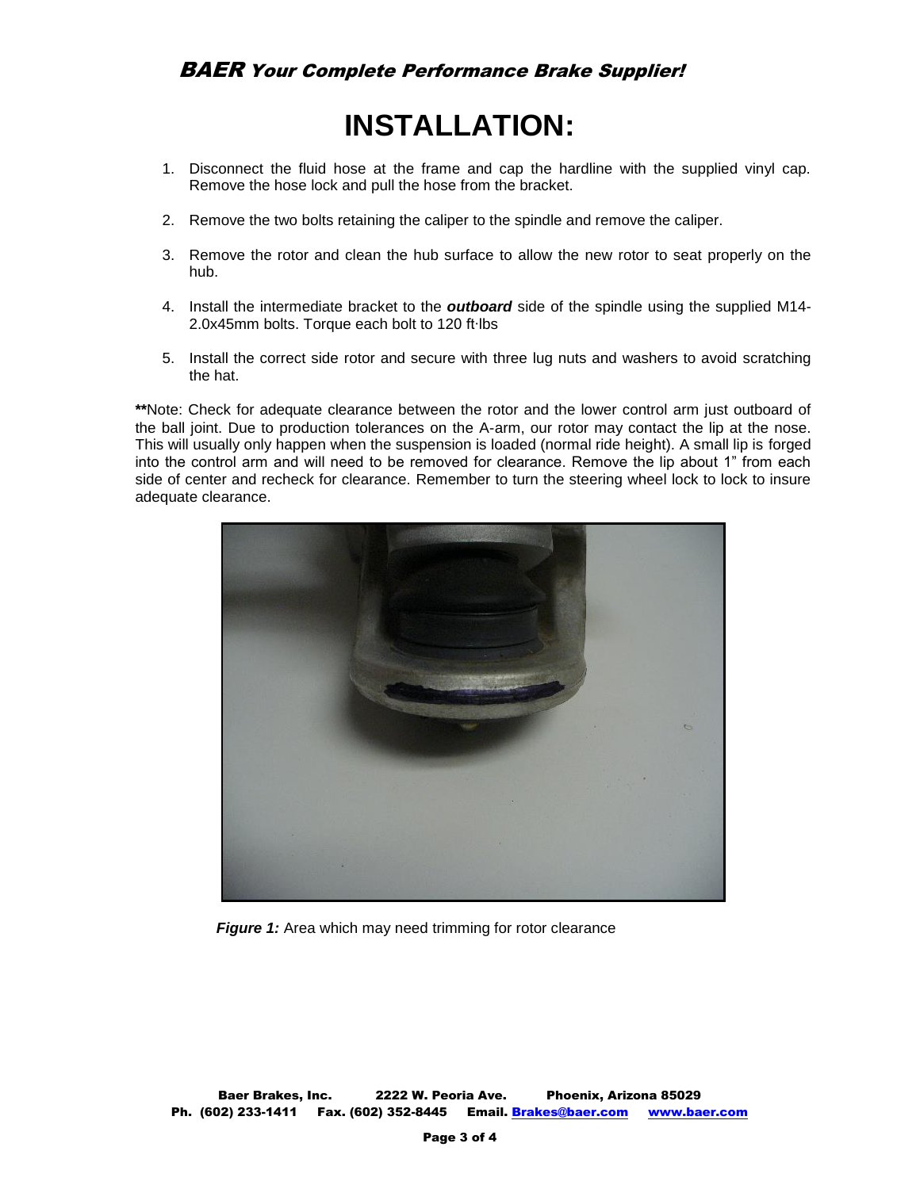# INSTALLATION:

1. Disconnect the fluid hose at the frame and cap the hardline with the supplied vinyl cap. Remove the hose lock and pull the hose from the bracket.

2. Remove the two bolts retaining the caliper to the spindle and remove the caliper.

3. Remove the rotor and clean the hub surface to allow the new rotor to seat properly on the hub.

4. Install the intermediate bracket to the ***outboard*** side of the spindle using the supplied M14-2.0x45mm bolts. Torque each bolt to 120 ft·lbs

5. Install the correct side rotor and secure with three lug nuts and washers to avoid scratching the hat.

**\*\***Note: Check for adequate clearance between the rotor and the lower control arm just outboard of the ball joint. Due to production tolerances on the A-arm, our rotor may contact the lip at the nose. This will usually only happen when the suspension is loaded (normal ride height). A small lip is forged into the control arm and will need to be removed for clearance. Remove the lip about 1" from each side of center and recheck for clearance. Remember to turn the steering wheel lock to lock to insure adequate clearance.

***Figure 1:*** Area which may need trimming for rotor clearance

Baer Brakes, Inc. 2222 W. Peoria Ave. Phoenix, Arizona 85029
Ph. (602) 233-1411 Fax. (602) 352-8445 Email. Brakes@baer.com www.baer.com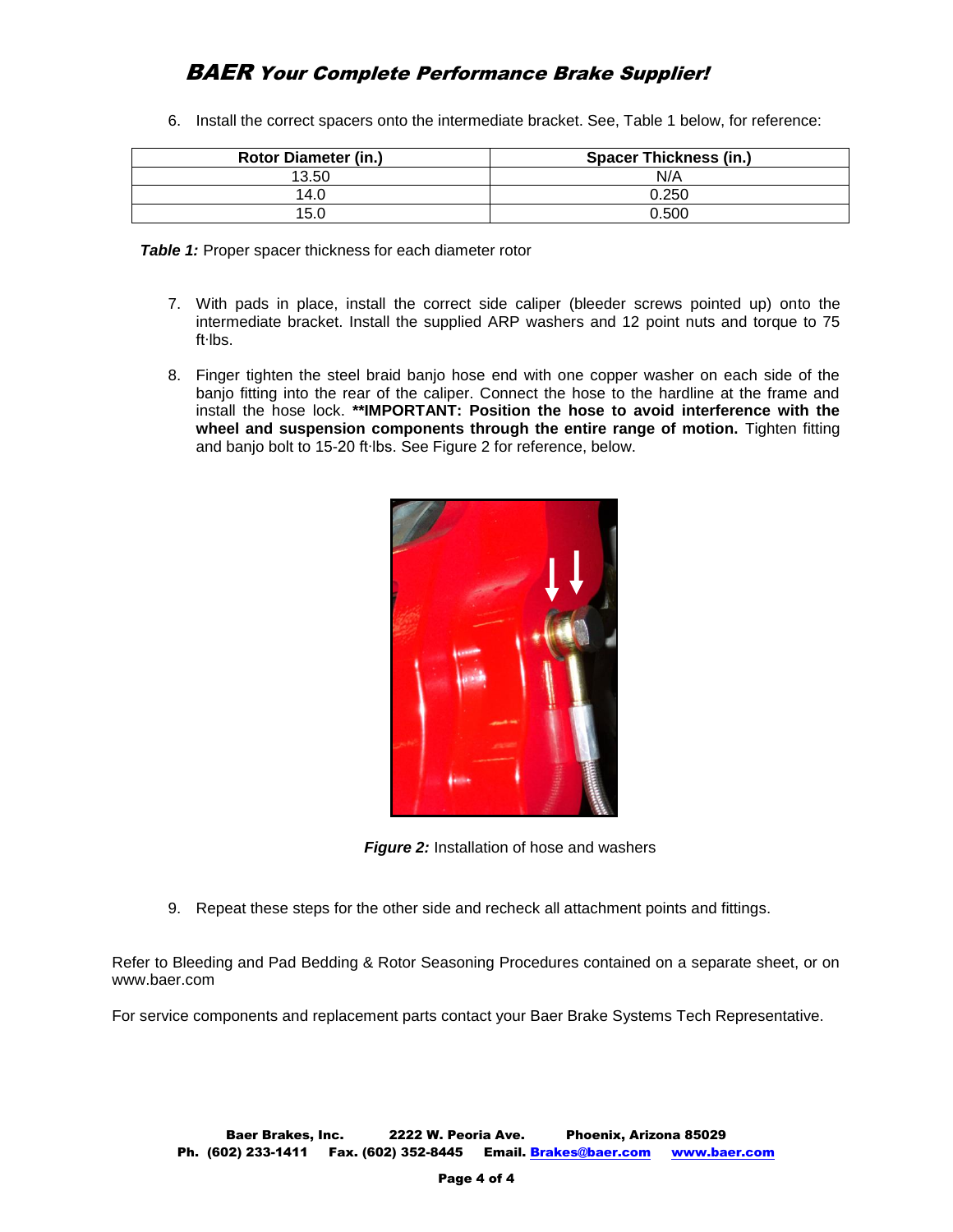6. Install the correct spacers onto the intermediate bracket. See, Table 1 below, for reference:

| Rotor Diameter (in.) | Spacer Thickness (in.) |
|---|---|
| 13.50 | N/A |
| 14.0 | 0.250 |
| 15.0 | 0.500 |

***Table 1:*** Proper spacer thickness for each diameter rotor

7. With pads in place, install the correct side caliper (bleeder screws pointed up) onto the intermediate bracket. Install the supplied ARP washers and 12 point nuts and torque to 75 ft·lbs.

8. Finger tighten the steel braid banjo hose end with one copper washer on each side of the banjo fitting into the rear of the caliper. Connect the hose to the hardline at the frame and install the hose lock. **\*\*IMPORTANT: Position the hose to avoid interference with the wheel and suspension components through the entire range of motion.** Tighten fitting and banjo bolt to 15-20 ft·lbs. See Figure 2 for reference, below.

***Figure 2:*** Installation of hose and washers

9. Repeat these steps for the other side and recheck all attachment points and fittings.

Refer to Bleeding and Pad Bedding & Rotor Seasoning Procedures contained on a separate sheet, or on www.baer.com

For service components and replacement parts contact your Baer Brake Systems Tech Representative.

**Baer Brakes, Inc. 2222 W. Peoria Ave. Phoenix, Arizona 85029**
**Ph. (602) 233-1411 Fax. (602) 352-8445 Email. Brakes@baer.com www.baer.com**